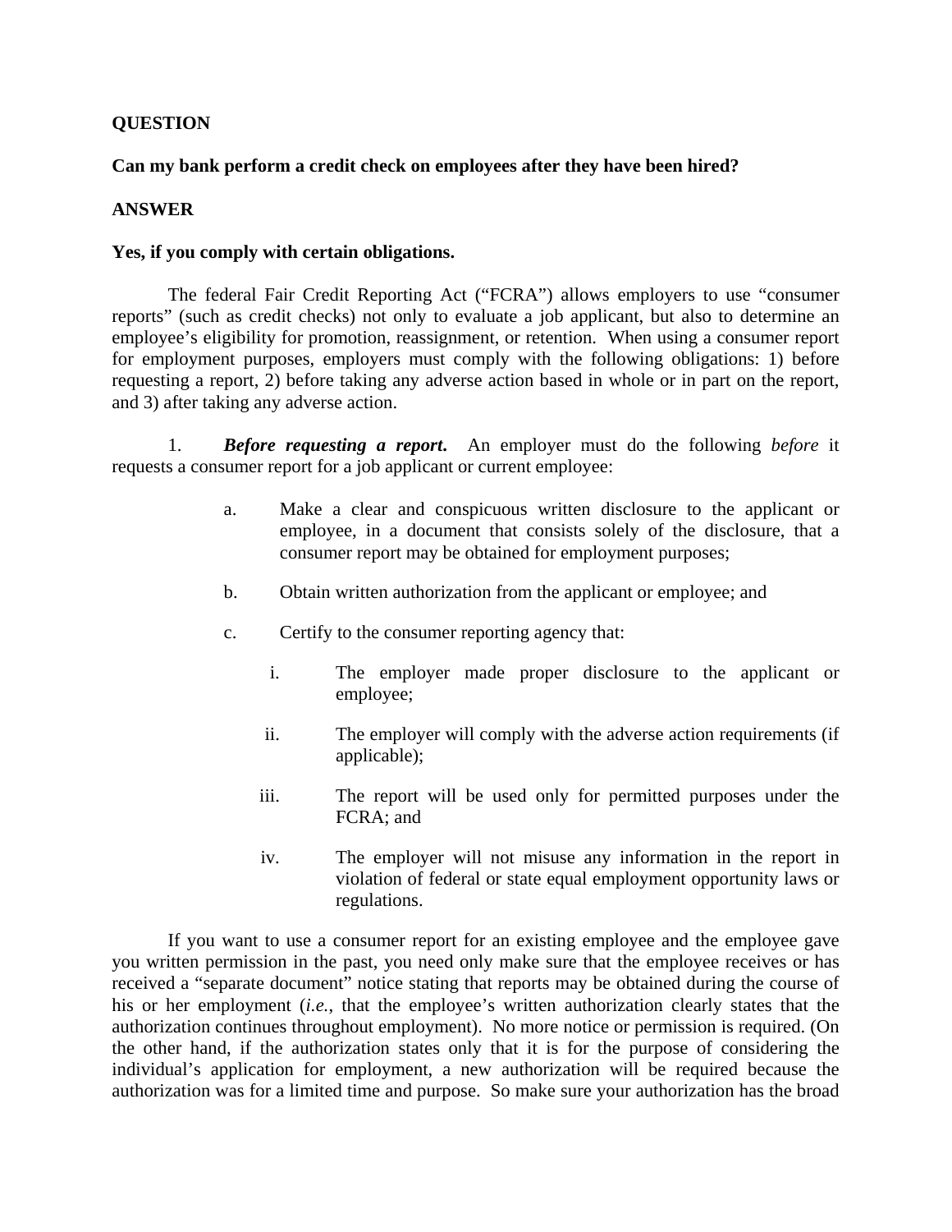**QUESTION**

**Can my bank perform a credit check on employees after they have been hired?**

**ANSWER**

**Yes, if you comply with certain obligations.**

The federal Fair Credit Reporting Act ("FCRA") allows employers to use "consumer reports" (such as credit checks) not only to evaluate a job applicant, but also to determine an employee's eligibility for promotion, reassignment, or retention. When using a consumer report for employment purposes, employers must comply with the following obligations: 1) before requesting a report, 2) before taking any adverse action based in whole or in part on the report, and 3) after taking any adverse action.

1. ***Before requesting a report.*** An employer must do the following *before* it requests a consumer report for a job applicant or current employee:

   a. Make a clear and conspicuous written disclosure to the applicant or employee, in a document that consists solely of the disclosure, that a consumer report may be obtained for employment purposes;

   b. Obtain written authorization from the applicant or employee; and

   c. Certify to the consumer reporting agency that:

      i. The employer made proper disclosure to the applicant or employee;

      ii. The employer will comply with the adverse action requirements (if applicable);

      iii. The report will be used only for permitted purposes under the FCRA; and

      iv. The employer will not misuse any information in the report in violation of federal or state equal employment opportunity laws or regulations.

If you want to use a consumer report for an existing employee and the employee gave you written permission in the past, you need only make sure that the employee receives or has received a "separate document" notice stating that reports may be obtained during the course of his or her employment (*i.e.*, that the employee's written authorization clearly states that the authorization continues throughout employment). No more notice or permission is required. (On the other hand, if the authorization states only that it is for the purpose of considering the individual's application for employment, a new authorization will be required because the authorization was for a limited time and purpose. So make sure your authorization has the broad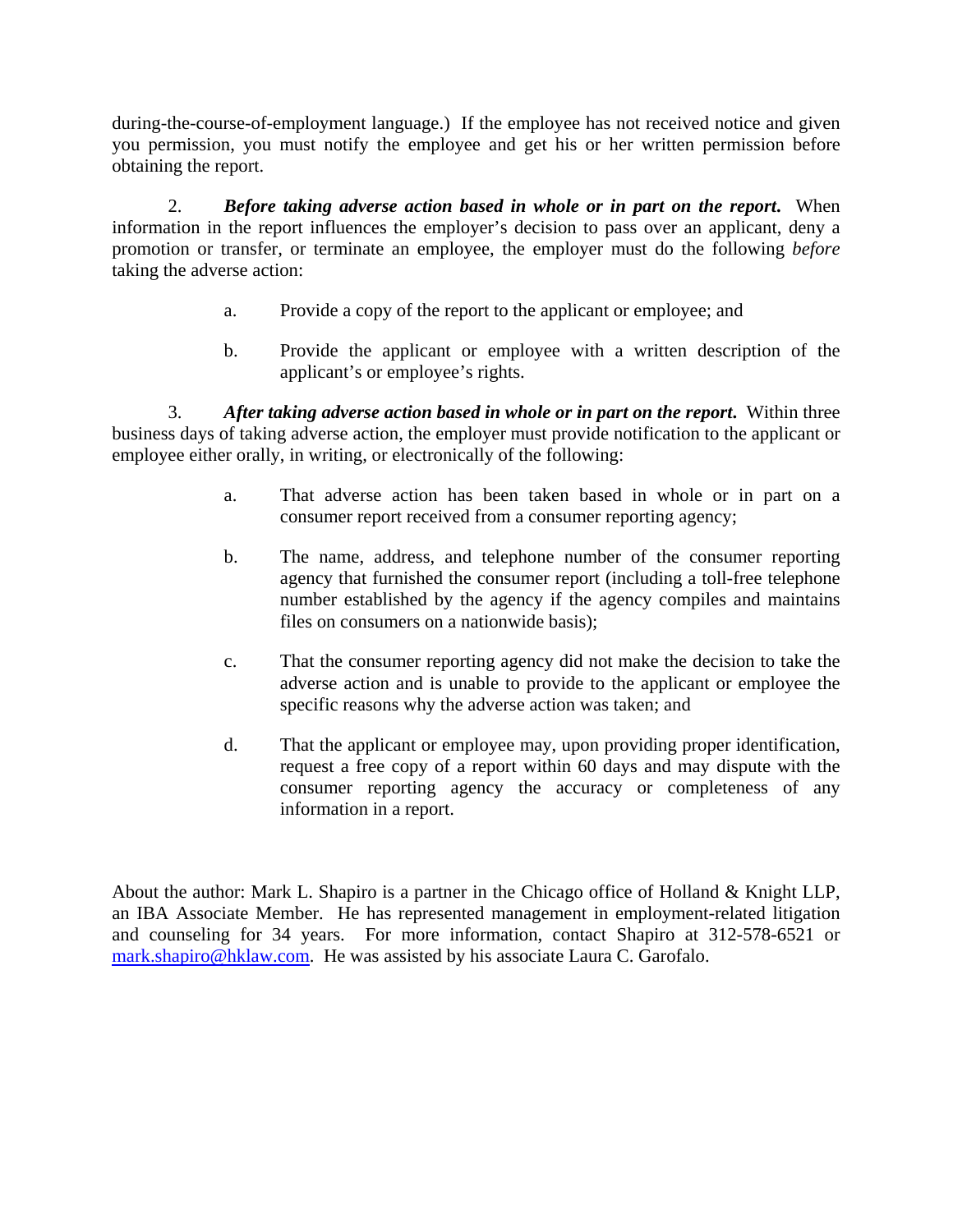during-the-course-of-employment language.) If the employee has not received notice and given you permission, you must notify the employee and get his or her written permission before obtaining the report.

2. ***Before taking adverse action based in whole or in part on the report.*** When information in the report influences the employer's decision to pass over an applicant, deny a promotion or transfer, or terminate an employee, the employer must do the following *before* taking the adverse action:

   a. Provide a copy of the report to the applicant or employee; and

   b. Provide the applicant or employee with a written description of the applicant's or employee's rights.

3. ***After taking adverse action based in whole or in part on the report.*** Within three business days of taking adverse action, the employer must provide notification to the applicant or employee either orally, in writing, or electronically of the following:

   a. That adverse action has been taken based in whole or in part on a consumer report received from a consumer reporting agency;

   b. The name, address, and telephone number of the consumer reporting agency that furnished the consumer report (including a toll-free telephone number established by the agency if the agency compiles and maintains files on consumers on a nationwide basis);

   c. That the consumer reporting agency did not make the decision to take the adverse action and is unable to provide to the applicant or employee the specific reasons why the adverse action was taken; and

   d. That the applicant or employee may, upon providing proper identification, request a free copy of a report within 60 days and may dispute with the consumer reporting agency the accuracy or completeness of any information in a report.

About the author: Mark L. Shapiro is a partner in the Chicago office of Holland & Knight LLP, an IBA Associate Member. He has represented management in employment-related litigation and counseling for 34 years. For more information, contact Shapiro at 312-578-6521 or [mark.shapiro@hklaw.com](mailto:mark.shapiro@hklaw.com). He was assisted by his associate Laura C. Garofalo.